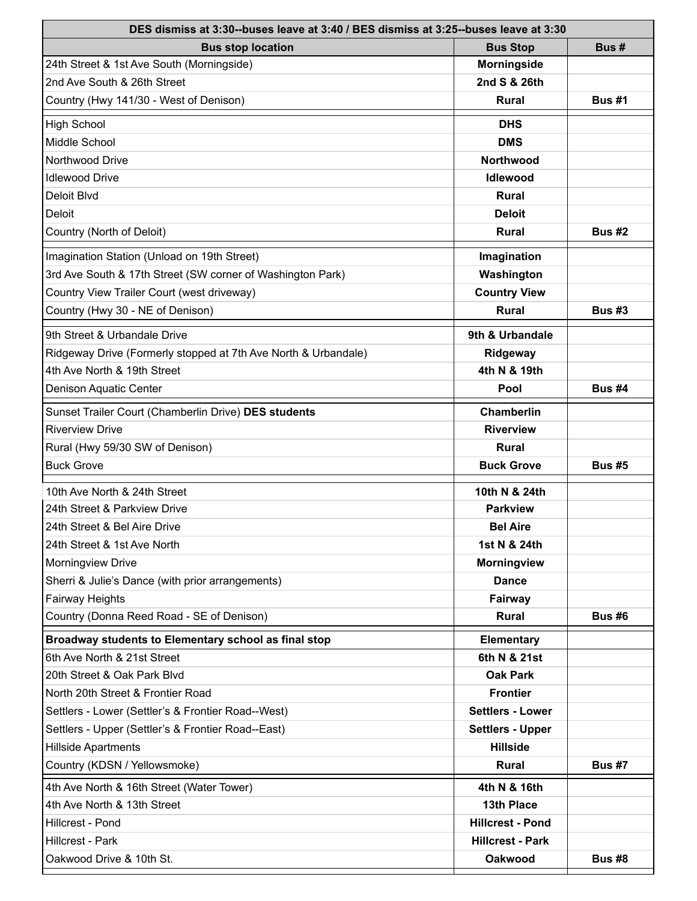| DES dismiss at 3:30--buses leave at 3:40 / BES dismiss at 3:25--buses leave at 3:30 | | |
|---|---|---|
| **Bus stop location** | **Bus Stop** | **Bus #** |
| 24th Street & 1st Ave South (Morningside) | **Morningside** | |
| 2nd Ave South & 26th Street | **2nd S & 26th** | |
| Country (Hwy 141/30 - West of Denison) | **Rural** | **Bus #1** |
| High School | **DHS** | |
| Middle School | **DMS** | |
| Northwood Drive | **Northwood** | |
| Idlewood Drive | **Idlewood** | |
| Deloit Blvd | **Rural** | |
| Deloit | **Deloit** | |
| Country (North of Deloit) | **Rural** | **Bus #2** |
| Imagination Station (Unload on 19th Street) | **Imagination** | |
| 3rd Ave South & 17th Street (SW corner of Washington Park) | **Washington** | |
| Country View Trailer Court (west driveway) | **Country View** | |
| Country (Hwy 30 - NE of Denison) | **Rural** | **Bus #3** |
| 9th Street & Urbandale Drive | **9th & Urbandale** | |
| Ridgeway Drive (Formerly stopped at 7th Ave North & Urbandale) | **Ridgeway** | |
| 4th Ave North & 19th Street | **4th N & 19th** | |
| Denison Aquatic Center | **Pool** | **Bus #4** |
| Sunset Trailer Court (Chamberlin Drive) **DES students** | **Chamberlin** | |
| Riverview Drive | **Riverview** | |
| Rural (Hwy 59/30 SW of Denison) | **Rural** | |
| Buck Grove | **Buck Grove** | **Bus #5** |
| 10th Ave North & 24th Street | **10th N & 24th** | |
| 24th Street & Parkview Drive | **Parkview** | |
| 24th Street & Bel Aire Drive | **Bel Aire** | |
| 24th Street & 1st Ave North | **1st N & 24th** | |
| Morningview Drive | **Morningview** | |
| Sherri & Julie's Dance (with prior arrangements) | **Dance** | |
| Fairway Heights | **Fairway** | |
| Country (Donna Reed Road - SE of Denison) | **Rural** | **Bus #6** |
| **Broadway students to Elementary school as final stop** | **Elementary** | |
| 6th Ave North & 21st Street | **6th N & 21st** | |
| 20th Street & Oak Park Blvd | **Oak Park** | |
| North 20th Street & Frontier Road | **Frontier** | |
| Settlers - Lower (Settler's & Frontier Road--West) | **Settlers - Lower** | |
| Settlers - Upper (Settler's & Frontier Road--East) | **Settlers - Upper** | |
| Hillside Apartments | **Hillside** | |
| Country (KDSN / Yellowsmoke) | **Rural** | **Bus #7** |
| 4th Ave North & 16th Street (Water Tower) | **4th N & 16th** | |
| 4th Ave North & 13th Street | **13th Place** | |
| Hillcrest - Pond | **Hillcrest - Pond** | |
| Hillcrest - Park | **Hillcrest - Park** | |
| Oakwood Drive & 10th St. | **Oakwood** | **Bus #8** |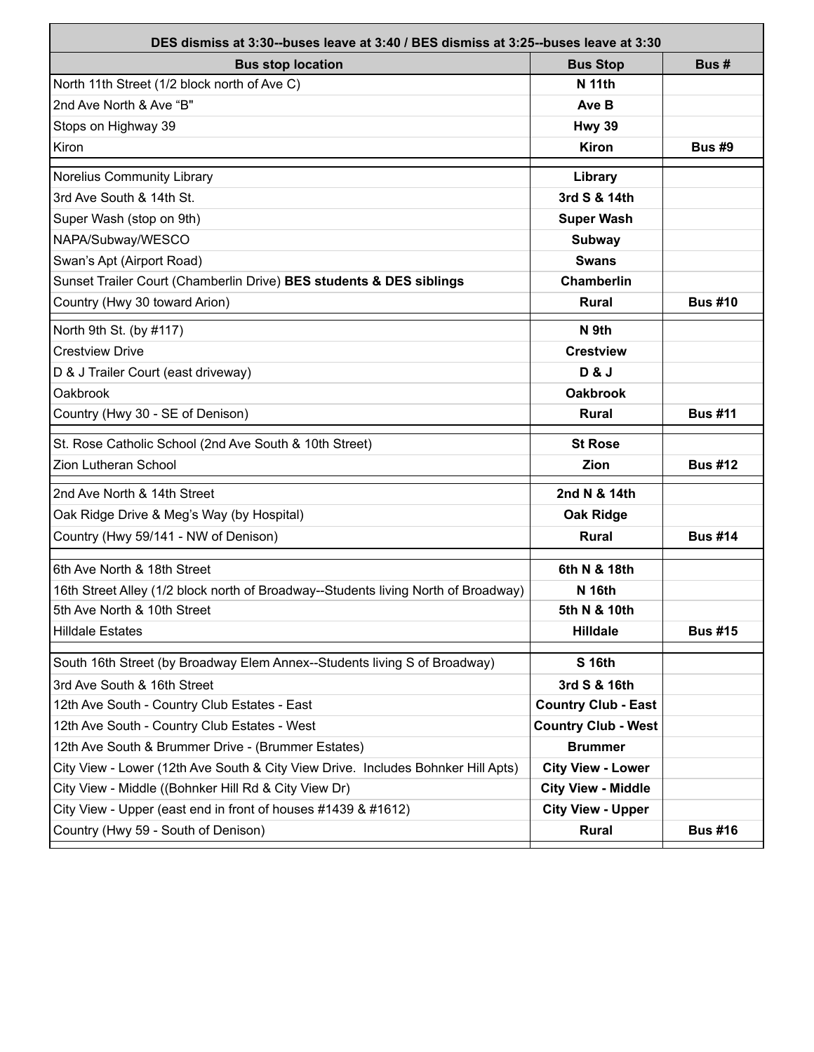| DES dismiss at 3:30--buses leave at 3:40 / BES dismiss at 3:25--buses leave at 3:30 | | |
|---|---|---|
| **Bus stop location** | **Bus Stop** | **Bus #** |
| North 11th Street (1/2 block north of Ave C) | **N 11th** | |
| 2nd Ave North & Ave "B" | **Ave B** | |
| Stops on Highway 39 | **Hwy 39** | |
| Kiron | **Kiron** | **Bus #9** |
| Norelius Community Library | **Library** | |
| 3rd Ave South & 14th St. | **3rd S & 14th** | |
| Super Wash (stop on 9th) | **Super Wash** | |
| NAPA/Subway/WESCO | **Subway** | |
| Swan's Apt (Airport Road) | **Swans** | |
| Sunset Trailer Court (Chamberlin Drive) **BES students & DES siblings** | **Chamberlin** | |
| Country (Hwy 30 toward Arion) | **Rural** | **Bus #10** |
| North 9th St. (by #117) | **N 9th** | |
| Crestview Drive | **Crestview** | |
| D & J Trailer Court (east driveway) | **D & J** | |
| Oakbrook | **Oakbrook** | |
| Country (Hwy 30 - SE of Denison) | **Rural** | **Bus #11** |
| St. Rose Catholic School (2nd Ave South & 10th Street) | **St Rose** | |
| Zion Lutheran School | **Zion** | **Bus #12** |
| 2nd Ave North & 14th Street | **2nd N & 14th** | |
| Oak Ridge Drive & Meg's Way (by Hospital) | **Oak Ridge** | |
| Country (Hwy 59/141 - NW of Denison) | **Rural** | **Bus #14** |
| 6th Ave North & 18th Street | **6th N & 18th** | |
| 16th Street Alley (1/2 block north of Broadway--Students living North of Broadway) | **N 16th** | |
| 5th Ave North & 10th Street | **5th N & 10th** | |
| Hilldale Estates | **Hilldale** | **Bus #15** |
| South 16th Street (by Broadway Elem Annex--Students living S of Broadway) | **S 16th** | |
| 3rd Ave South & 16th Street | **3rd S & 16th** | |
| 12th Ave South - Country Club Estates - East | **Country Club - East** | |
| 12th Ave South - Country Club Estates - West | **Country Club - West** | |
| 12th Ave South & Brummer Drive - (Brummer Estates) | **Brummer** | |
| City View - Lower (12th Ave South & City View Drive. Includes Bohnker Hill Apts) | **City View - Lower** | |
| City View - Middle ((Bohnker Hill Rd & City View Dr) | **City View - Middle** | |
| City View - Upper (east end in front of houses #1439 & #1612) | **City View - Upper** | |
| Country (Hwy 59 - South of Denison) | **Rural** | **Bus #16** |